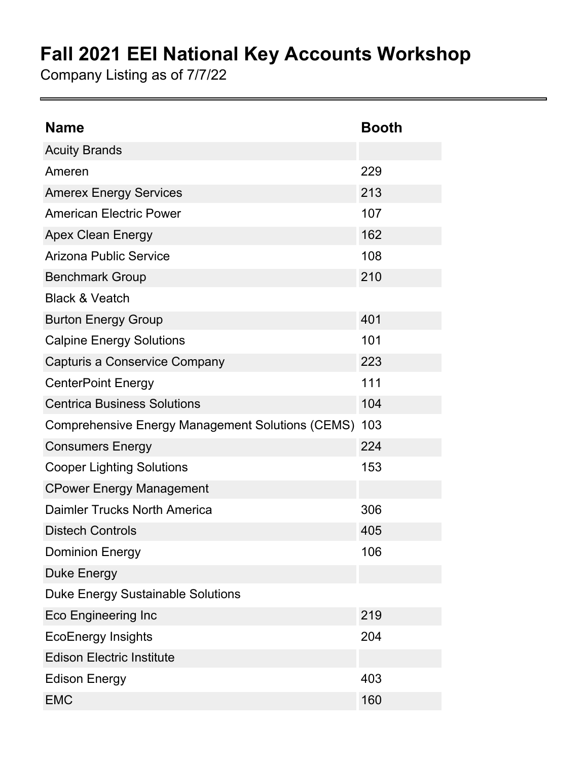# Fall 2021 EEI National Key Accounts Workshop

Company Listing as of 7/7/22

| Name | Booth |
| --- | --- |
| Acuity Brands | |
| Ameren | 229 |
| Amerex Energy Services | 213 |
| American Electric Power | 107 |
| Apex Clean Energy | 162 |
| Arizona Public Service | 108 |
| Benchmark Group | 210 |
| Black & Veatch | |
| Burton Energy Group | 401 |
| Calpine Energy Solutions | 101 |
| Capturis a Conservice Company | 223 |
| CenterPoint Energy | 111 |
| Centrica Business Solutions | 104 |
| Comprehensive Energy Management Solutions (CEMS) | 103 |
| Consumers Energy | 224 |
| Cooper Lighting Solutions | 153 |
| CPower Energy Management | |
| Daimler Trucks North America | 306 |
| Distech Controls | 405 |
| Dominion Energy | 106 |
| Duke Energy | |
| Duke Energy Sustainable Solutions | |
| Eco Engineering Inc | 219 |
| EcoEnergy Insights | 204 |
| Edison Electric Institute | |
| Edison Energy | 403 |
| EMC | 160 |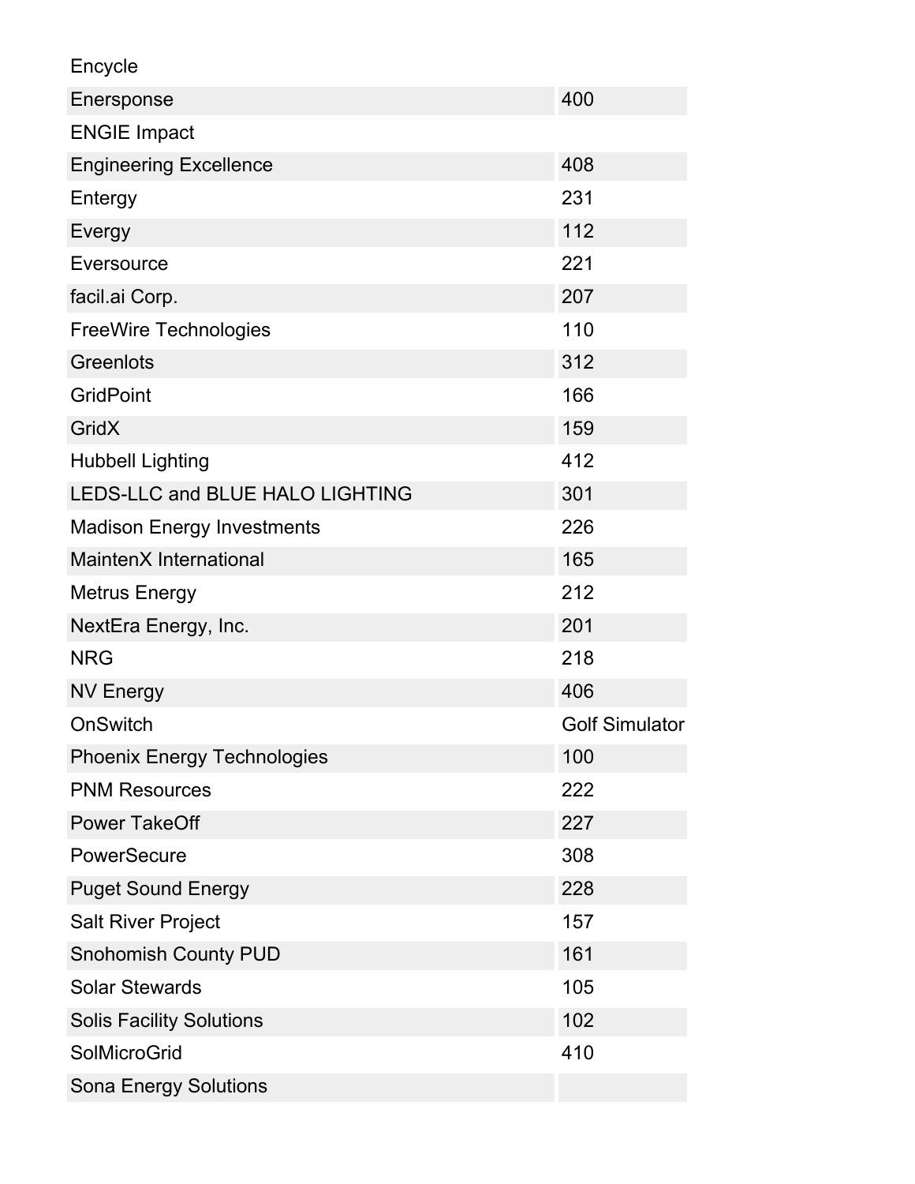| | |
|---|---|
| Encycle | |
| Enersponse | 400 |
| ENGIE Impact | |
| Engineering Excellence | 408 |
| Entergy | 231 |
| Evergy | 112 |
| Eversource | 221 |
| facil.ai Corp. | 207 |
| FreeWire Technologies | 110 |
| Greenlots | 312 |
| GridPoint | 166 |
| GridX | 159 |
| Hubbell Lighting | 412 |
| LEDS-LLC and BLUE HALO LIGHTING | 301 |
| Madison Energy Investments | 226 |
| MaintenX International | 165 |
| Metrus Energy | 212 |
| NextEra Energy, Inc. | 201 |
| NRG | 218 |
| NV Energy | 406 |
| OnSwitch | Golf Simulator |
| Phoenix Energy Technologies | 100 |
| PNM Resources | 222 |
| Power TakeOff | 227 |
| PowerSecure | 308 |
| Puget Sound Energy | 228 |
| Salt River Project | 157 |
| Snohomish County PUD | 161 |
| Solar Stewards | 105 |
| Solis Facility Solutions | 102 |
| SolMicroGrid | 410 |
| Sona Energy Solutions | |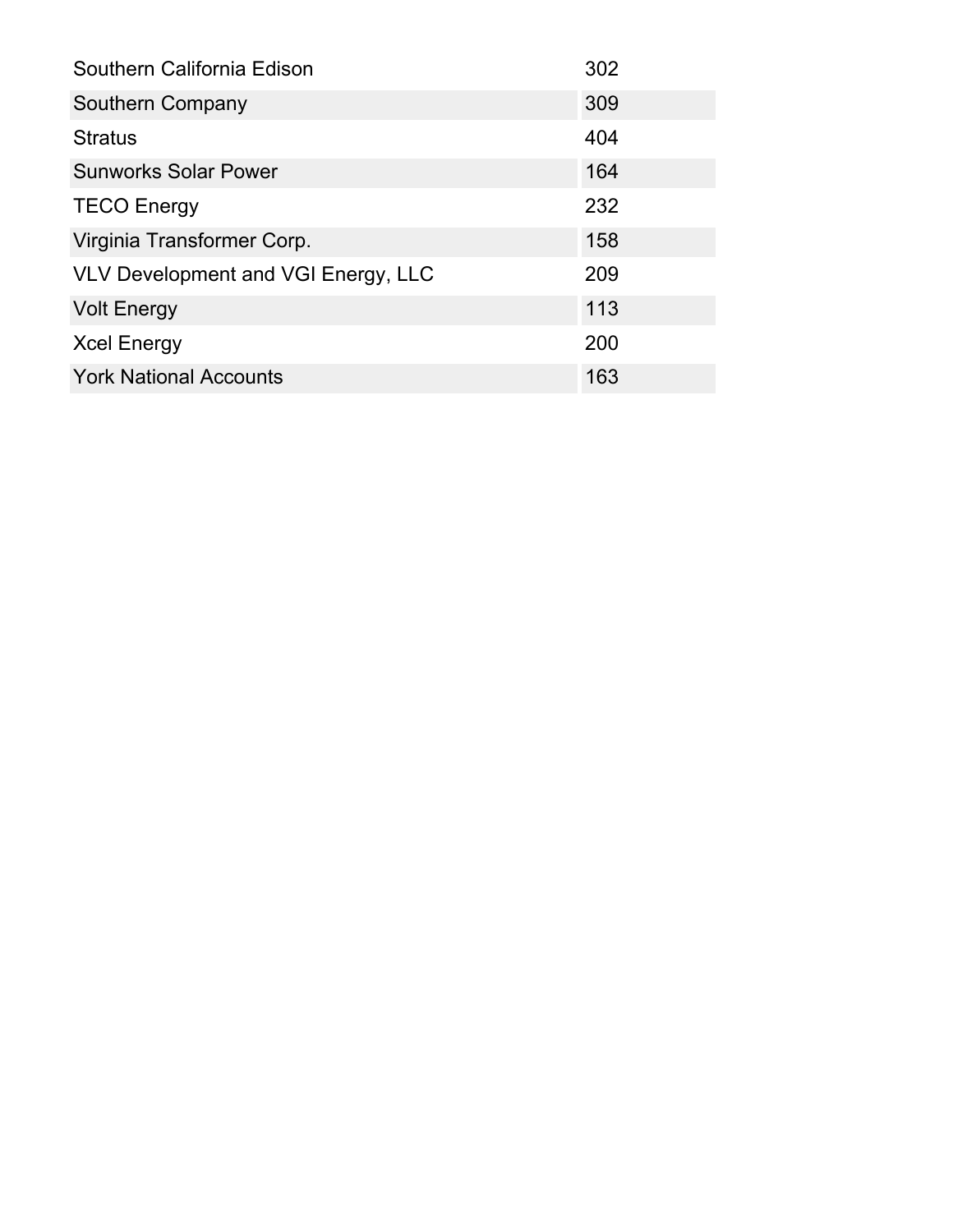| | |
|---|---|
| Southern California Edison | 302 |
| Southern Company | 309 |
| Stratus | 404 |
| Sunworks Solar Power | 164 |
| TECO Energy | 232 |
| Virginia Transformer Corp. | 158 |
| VLV Development and VGI Energy, LLC | 209 |
| Volt Energy | 113 |
| Xcel Energy | 200 |
| York National Accounts | 163 |